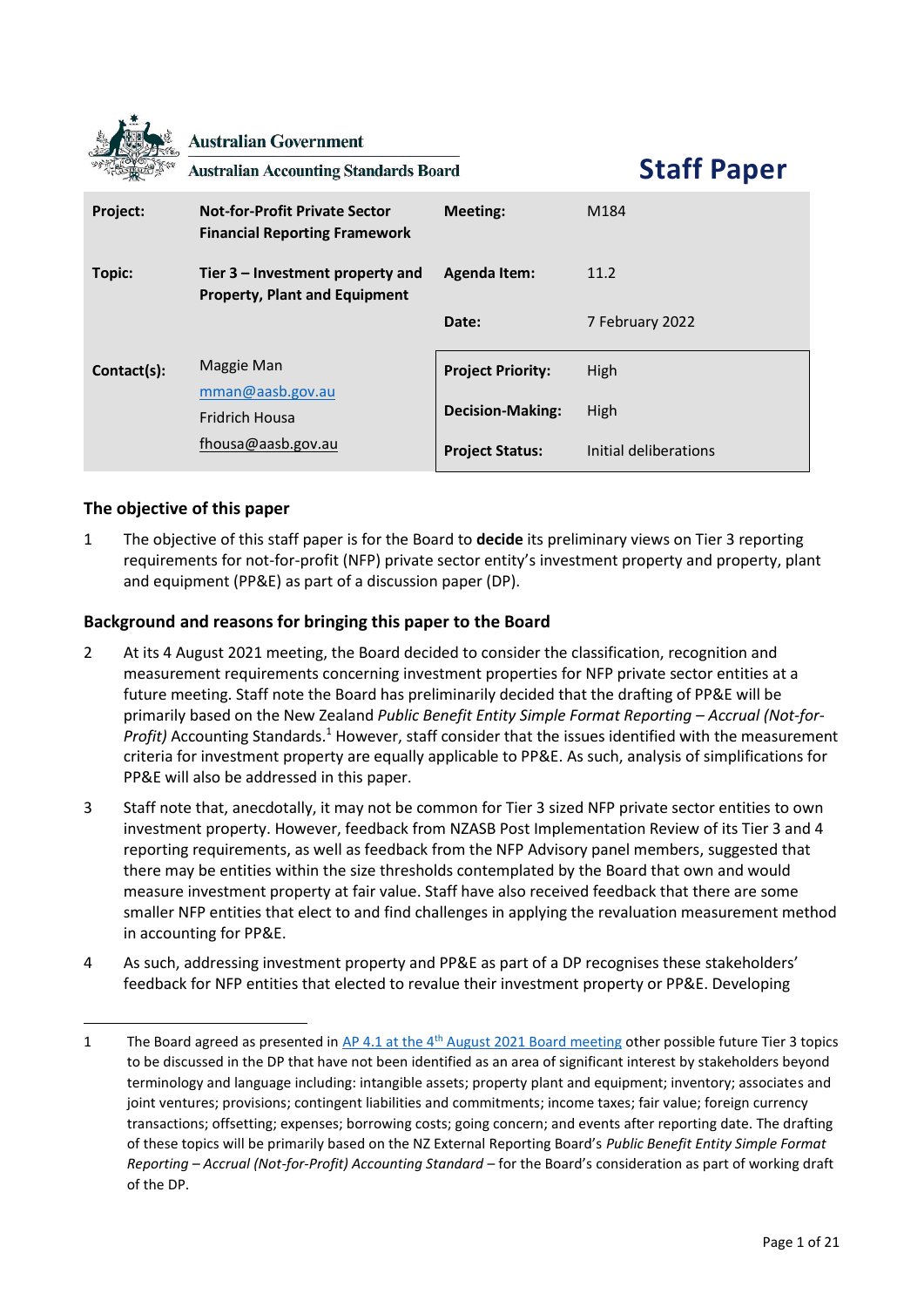Australian Government

Australian Accounting Standards Board

# Staff Paper

| | | | |
|---|---|---|---|
| **Project:** | **Not-for-Profit Private Sector Financial Reporting Framework** | **Meeting:** | M184 |
| **Topic:** | **Tier 3 – Investment property and Property, Plant and Equipment** | **Agenda Item:** | 11.2 |
| | | **Date:** | 7 February 2022 |
| **Contact(s):** | Maggie Man<br>mman@aasb.gov.au<br>Fridrich Housa<br>fhousa@aasb.gov.au | **Project Priority:** | High |
| | | **Decision-Making:** | High |
| | | **Project Status:** | Initial deliberations |

## The objective of this paper

1 The objective of this staff paper is for the Board to **decide** its preliminary views on Tier 3 reporting requirements for not-for-profit (NFP) private sector entity's investment property and property, plant and equipment (PP&E) as part of a discussion paper (DP).

## Background and reasons for bringing this paper to the Board

2 At its 4 August 2021 meeting, the Board decided to consider the classification, recognition and measurement requirements concerning investment properties for NFP private sector entities at a future meeting. Staff note the Board has preliminarily decided that the drafting of PP&E will be primarily based on the New Zealand *Public Benefit Entity Simple Format Reporting – Accrual (Not-for-Profit)* Accounting Standards.[1] However, staff consider that the issues identified with the measurement criteria for investment property are equally applicable to PP&E. As such, analysis of simplifications for PP&E will also be addressed in this paper.

3 Staff note that, anecdotally, it may not be common for Tier 3 sized NFP private sector entities to own investment property. However, feedback from NZASB Post Implementation Review of its Tier 3 and 4 reporting requirements, as well as feedback from the NFP Advisory panel members, suggested that there may be entities within the size thresholds contemplated by the Board that own and would measure investment property at fair value. Staff have also received feedback that there are some smaller NFP entities that elect to and find challenges in applying the revaluation measurement method in accounting for PP&E.

4 As such, addressing investment property and PP&E as part of a DP recognises these stakeholders' feedback for NFP entities that elected to revalue their investment property or PP&E. Developing

---

1 The Board agreed as presented in AP 4.1 at the 4th August 2021 Board meeting other possible future Tier 3 topics to be discussed in the DP that have not been identified as an area of significant interest by stakeholders beyond terminology and language including: intangible assets; property plant and equipment; inventory; associates and joint ventures; provisions; contingent liabilities and commitments; income taxes; fair value; foreign currency transactions; offsetting; expenses; borrowing costs; going concern; and events after reporting date. The drafting of these topics will be primarily based on the NZ External Reporting Board's *Public Benefit Entity Simple Format Reporting – Accrual (Not-for-Profit) Accounting Standard* – for the Board's consideration as part of working draft of the DP.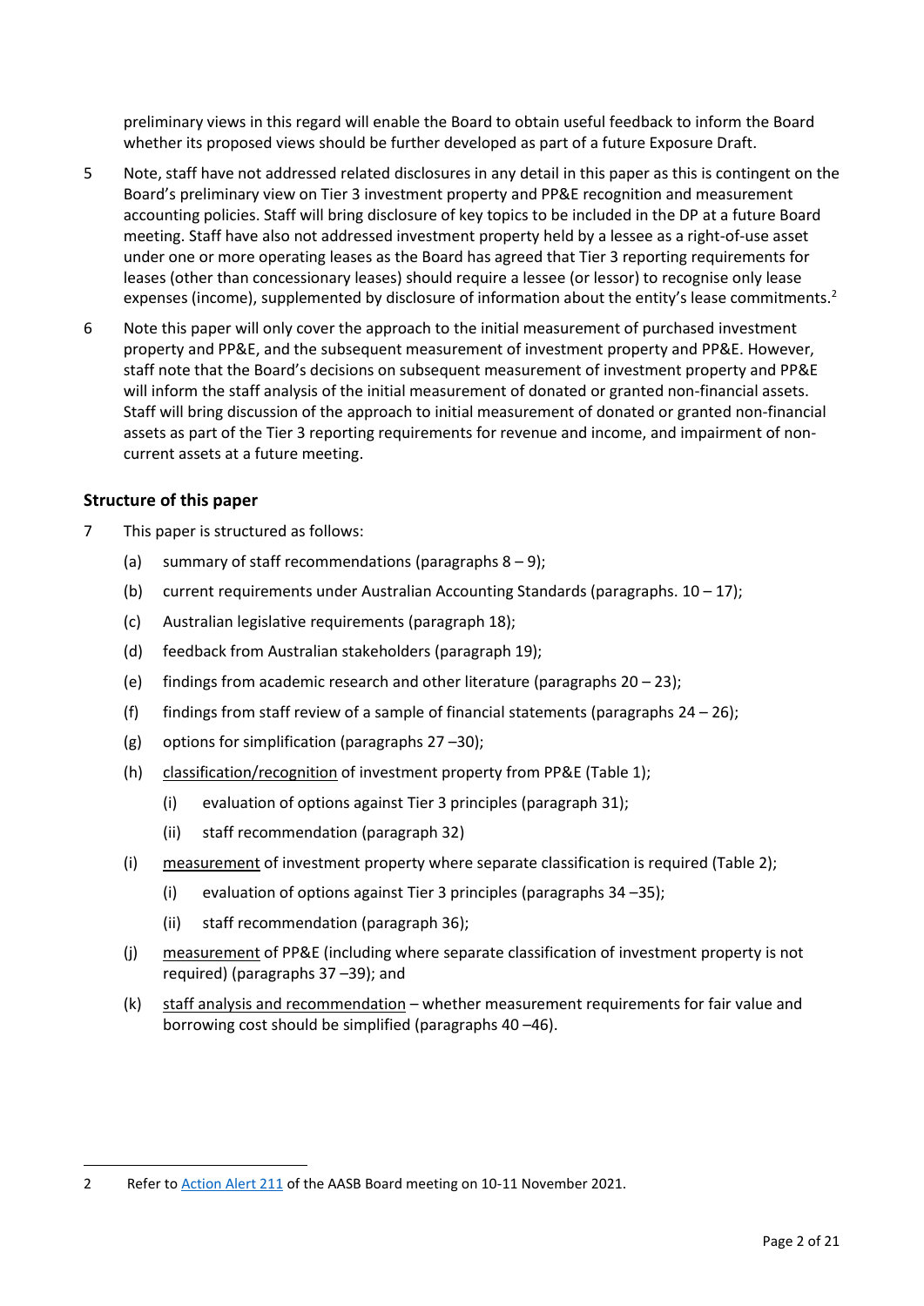preliminary views in this regard will enable the Board to obtain useful feedback to inform the Board whether its proposed views should be further developed as part of a future Exposure Draft.

5 Note, staff have not addressed related disclosures in any detail in this paper as this is contingent on the Board's preliminary view on Tier 3 investment property and PP&E recognition and measurement accounting policies. Staff will bring disclosure of key topics to be included in the DP at a future Board meeting. Staff have also not addressed investment property held by a lessee as a right-of-use asset under one or more operating leases as the Board has agreed that Tier 3 reporting requirements for leases (other than concessionary leases) should require a lessee (or lessor) to recognise only lease expenses (income), supplemented by disclosure of information about the entity's lease commitments.[2]

6 Note this paper will only cover the approach to the initial measurement of purchased investment property and PP&E, and the subsequent measurement of investment property and PP&E. However, staff note that the Board's decisions on subsequent measurement of investment property and PP&E will inform the staff analysis of the initial measurement of donated or granted non-financial assets. Staff will bring discussion of the approach to initial measurement of donated or granted non-financial assets as part of the Tier 3 reporting requirements for revenue and income, and impairment of non-current assets at a future meeting.

## Structure of this paper

7 This paper is structured as follows:

(a) summary of staff recommendations (paragraphs 8 – 9);

(b) current requirements under Australian Accounting Standards (paragraphs. 10 – 17);

(c) Australian legislative requirements (paragraph 18);

(d) feedback from Australian stakeholders (paragraph 19);

(e) findings from academic research and other literature (paragraphs 20 – 23);

(f) findings from staff review of a sample of financial statements (paragraphs 24 – 26);

(g) options for simplification (paragraphs 27 –30);

(h) classification/recognition of investment property from PP&E (Table 1);

  (i) evaluation of options against Tier 3 principles (paragraph 31);

  (ii) staff recommendation (paragraph 32)

(i) measurement of investment property where separate classification is required (Table 2);

  (i) evaluation of options against Tier 3 principles (paragraphs 34 –35);

  (ii) staff recommendation (paragraph 36);

(j) measurement of PP&E (including where separate classification of investment property is not required) (paragraphs 37 –39); and

(k) staff analysis and recommendation – whether measurement requirements for fair value and borrowing cost should be simplified (paragraphs 40 –46).

---

2 Refer to Action Alert 211 of the AASB Board meeting on 10-11 November 2021.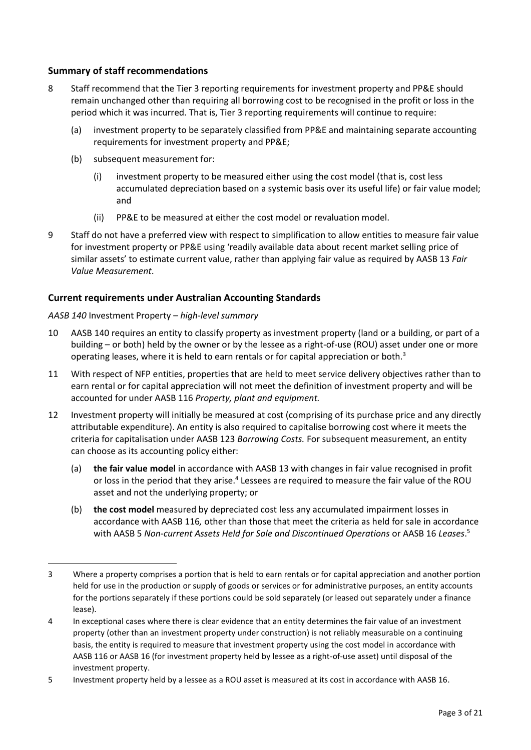## Summary of staff recommendations

8 Staff recommend that the Tier 3 reporting requirements for investment property and PP&E should remain unchanged other than requiring all borrowing cost to be recognised in the profit or loss in the period which it was incurred. That is, Tier 3 reporting requirements will continue to require:

   (a) investment property to be separately classified from PP&E and maintaining separate accounting requirements for investment property and PP&E;

   (b) subsequent measurement for:

      (i) investment property to be measured either using the cost model (that is, cost less accumulated depreciation based on a systemic basis over its useful life) or fair value model; and

      (ii) PP&E to be measured at either the cost model or revaluation model.

9 Staff do not have a preferred view with respect to simplification to allow entities to measure fair value for investment property or PP&E using 'readily available data about recent market selling price of similar assets' to estimate current value, rather than applying fair value as required by AASB 13 *Fair Value Measurement*.

## Current requirements under Australian Accounting Standards

*AASB 140* Investment Property *– high-level summary*

10 AASB 140 requires an entity to classify property as investment property (land or a building, or part of a building – or both) held by the owner or by the lessee as a right-of-use (ROU) asset under one or more operating leases, where it is held to earn rentals or for capital appreciation or both.[3]

11 With respect of NFP entities, properties that are held to meet service delivery objectives rather than to earn rental or for capital appreciation will not meet the definition of investment property and will be accounted for under AASB 116 *Property, plant and equipment.*

12 Investment property will initially be measured at cost (comprising of its purchase price and any directly attributable expenditure). An entity is also required to capitalise borrowing cost where it meets the criteria for capitalisation under AASB 123 *Borrowing Costs.* For subsequent measurement, an entity can choose as its accounting policy either:

   (a) **the fair value model** in accordance with AASB 13 with changes in fair value recognised in profit or loss in the period that they arise.[4] Lessees are required to measure the fair value of the ROU asset and not the underlying property; or

   (b) **the cost model** measured by depreciated cost less any accumulated impairment losses in accordance with AASB 116*,* other than those that meet the criteria as held for sale in accordance with AASB 5 *Non-current Assets Held for Sale and Discontinued Operations* or AASB 16 *Leases*.[5]

---

3 Where a property comprises a portion that is held to earn rentals or for capital appreciation and another portion held for use in the production or supply of goods or services or for administrative purposes, an entity accounts for the portions separately if these portions could be sold separately (or leased out separately under a finance lease).

4 In exceptional cases where there is clear evidence that an entity determines the fair value of an investment property (other than an investment property under construction) is not reliably measurable on a continuing basis, the entity is required to measure that investment property using the cost model in accordance with AASB 116 or AASB 16 (for investment property held by lessee as a right-of-use asset) until disposal of the investment property.

5 Investment property held by a lessee as a ROU asset is measured at its cost in accordance with AASB 16.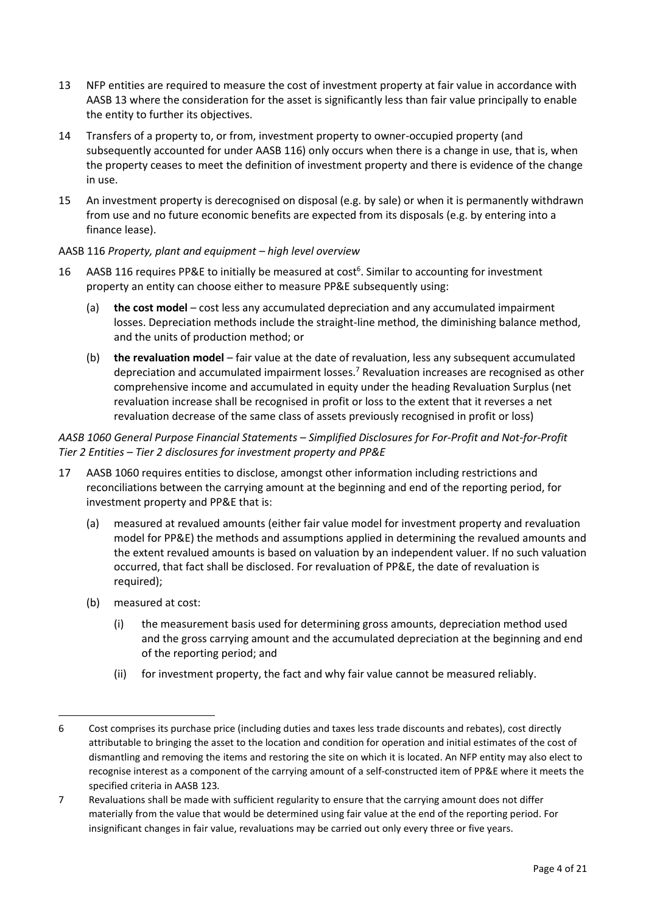13 NFP entities are required to measure the cost of investment property at fair value in accordance with AASB 13 where the consideration for the asset is significantly less than fair value principally to enable the entity to further its objectives.

14 Transfers of a property to, or from, investment property to owner-occupied property (and subsequently accounted for under AASB 116) only occurs when there is a change in use, that is, when the property ceases to meet the definition of investment property and there is evidence of the change in use.

15 An investment property is derecognised on disposal (e.g. by sale) or when it is permanently withdrawn from use and no future economic benefits are expected from its disposals (e.g. by entering into a finance lease).

AASB 116 *Property, plant and equipment – high level overview*

16 AASB 116 requires PP&E to initially be measured at cost[6]. Similar to accounting for investment property an entity can choose either to measure PP&E subsequently using:

(a) **the cost model** – cost less any accumulated depreciation and any accumulated impairment losses. Depreciation methods include the straight-line method, the diminishing balance method, and the units of production method; or

(b) **the revaluation model** – fair value at the date of revaluation, less any subsequent accumulated depreciation and accumulated impairment losses.[7] Revaluation increases are recognised as other comprehensive income and accumulated in equity under the heading Revaluation Surplus (net revaluation increase shall be recognised in profit or loss to the extent that it reverses a net revaluation decrease of the same class of assets previously recognised in profit or loss)

*AASB 1060 General Purpose Financial Statements – Simplified Disclosures for For-Profit and Not-for-Profit Tier 2 Entities – Tier 2 disclosures for investment property and PP&E*

17 AASB 1060 requires entities to disclose, amongst other information including restrictions and reconciliations between the carrying amount at the beginning and end of the reporting period, for investment property and PP&E that is:

(a) measured at revalued amounts (either fair value model for investment property and revaluation model for PP&E) the methods and assumptions applied in determining the revalued amounts and the extent revalued amounts is based on valuation by an independent valuer. If no such valuation occurred, that fact shall be disclosed. For revaluation of PP&E, the date of revaluation is required);

(b) measured at cost:

(i) the measurement basis used for determining gross amounts, depreciation method used and the gross carrying amount and the accumulated depreciation at the beginning and end of the reporting period; and

(ii) for investment property, the fact and why fair value cannot be measured reliably.

---

6 Cost comprises its purchase price (including duties and taxes less trade discounts and rebates), cost directly attributable to bringing the asset to the location and condition for operation and initial estimates of the cost of dismantling and removing the items and restoring the site on which it is located. An NFP entity may also elect to recognise interest as a component of the carrying amount of a self-constructed item of PP&E where it meets the specified criteria in AASB 123.

7 Revaluations shall be made with sufficient regularity to ensure that the carrying amount does not differ materially from the value that would be determined using fair value at the end of the reporting period. For insignificant changes in fair value, revaluations may be carried out only every three or five years.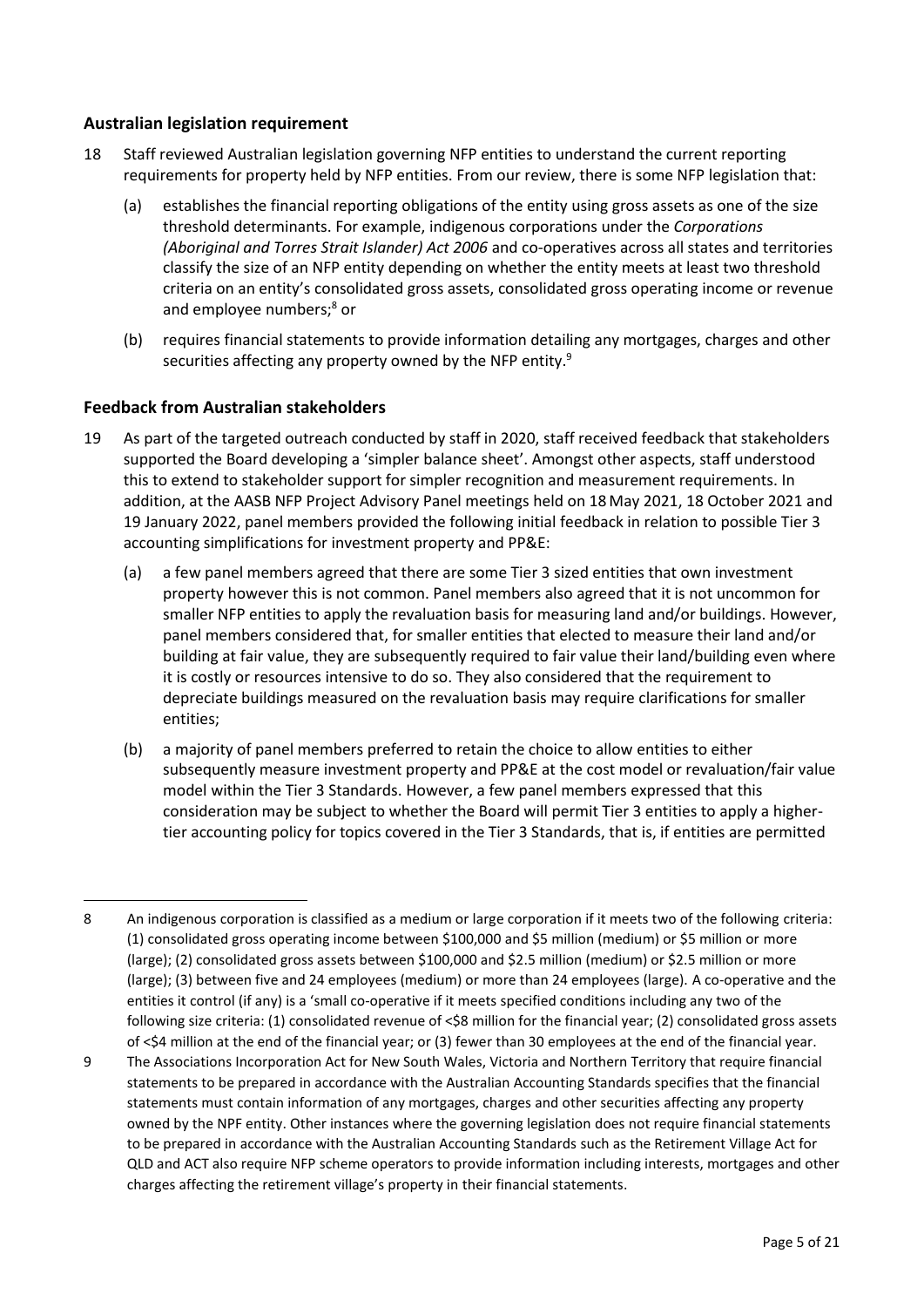## Australian legislation requirement

18 Staff reviewed Australian legislation governing NFP entities to understand the current reporting requirements for property held by NFP entities. From our review, there is some NFP legislation that:

(a) establishes the financial reporting obligations of the entity using gross assets as one of the size threshold determinants. For example, indigenous corporations under the *Corporations (Aboriginal and Torres Strait Islander) Act 2006* and co-operatives across all states and territories classify the size of an NFP entity depending on whether the entity meets at least two threshold criteria on an entity's consolidated gross assets, consolidated gross operating income or revenue and employee numbers;[8] or

(b) requires financial statements to provide information detailing any mortgages, charges and other securities affecting any property owned by the NFP entity.[9]

## Feedback from Australian stakeholders

19 As part of the targeted outreach conducted by staff in 2020, staff received feedback that stakeholders supported the Board developing a 'simpler balance sheet'. Amongst other aspects, staff understood this to extend to stakeholder support for simpler recognition and measurement requirements. In addition, at the AASB NFP Project Advisory Panel meetings held on 18 May 2021, 18 October 2021 and 19 January 2022, panel members provided the following initial feedback in relation to possible Tier 3 accounting simplifications for investment property and PP&E:

(a) a few panel members agreed that there are some Tier 3 sized entities that own investment property however this is not common. Panel members also agreed that it is not uncommon for smaller NFP entities to apply the revaluation basis for measuring land and/or buildings. However, panel members considered that, for smaller entities that elected to measure their land and/or building at fair value, they are subsequently required to fair value their land/building even where it is costly or resources intensive to do so. They also considered that the requirement to depreciate buildings measured on the revaluation basis may require clarifications for smaller entities;

(b) a majority of panel members preferred to retain the choice to allow entities to either subsequently measure investment property and PP&E at the cost model or revaluation/fair value model within the Tier 3 Standards. However, a few panel members expressed that this consideration may be subject to whether the Board will permit Tier 3 entities to apply a higher-tier accounting policy for topics covered in the Tier 3 Standards, that is, if entities are permitted

---

8 An indigenous corporation is classified as a medium or large corporation if it meets two of the following criteria: (1) consolidated gross operating income between $100,000 and $5 million (medium) or $5 million or more (large); (2) consolidated gross assets between $100,000 and $2.5 million (medium) or $2.5 million or more (large); (3) between five and 24 employees (medium) or more than 24 employees (large). A co-operative and the entities it control (if any) is a 'small co-operative if it meets specified conditions including any two of the following size criteria: (1) consolidated revenue of <$8 million for the financial year; (2) consolidated gross assets of <$4 million at the end of the financial year; or (3) fewer than 30 employees at the end of the financial year.

9 The Associations Incorporation Act for New South Wales, Victoria and Northern Territory that require financial statements to be prepared in accordance with the Australian Accounting Standards specifies that the financial statements must contain information of any mortgages, charges and other securities affecting any property owned by the NPF entity. Other instances where the governing legislation does not require financial statements to be prepared in accordance with the Australian Accounting Standards such as the Retirement Village Act for QLD and ACT also require NFP scheme operators to provide information including interests, mortgages and other charges affecting the retirement village's property in their financial statements.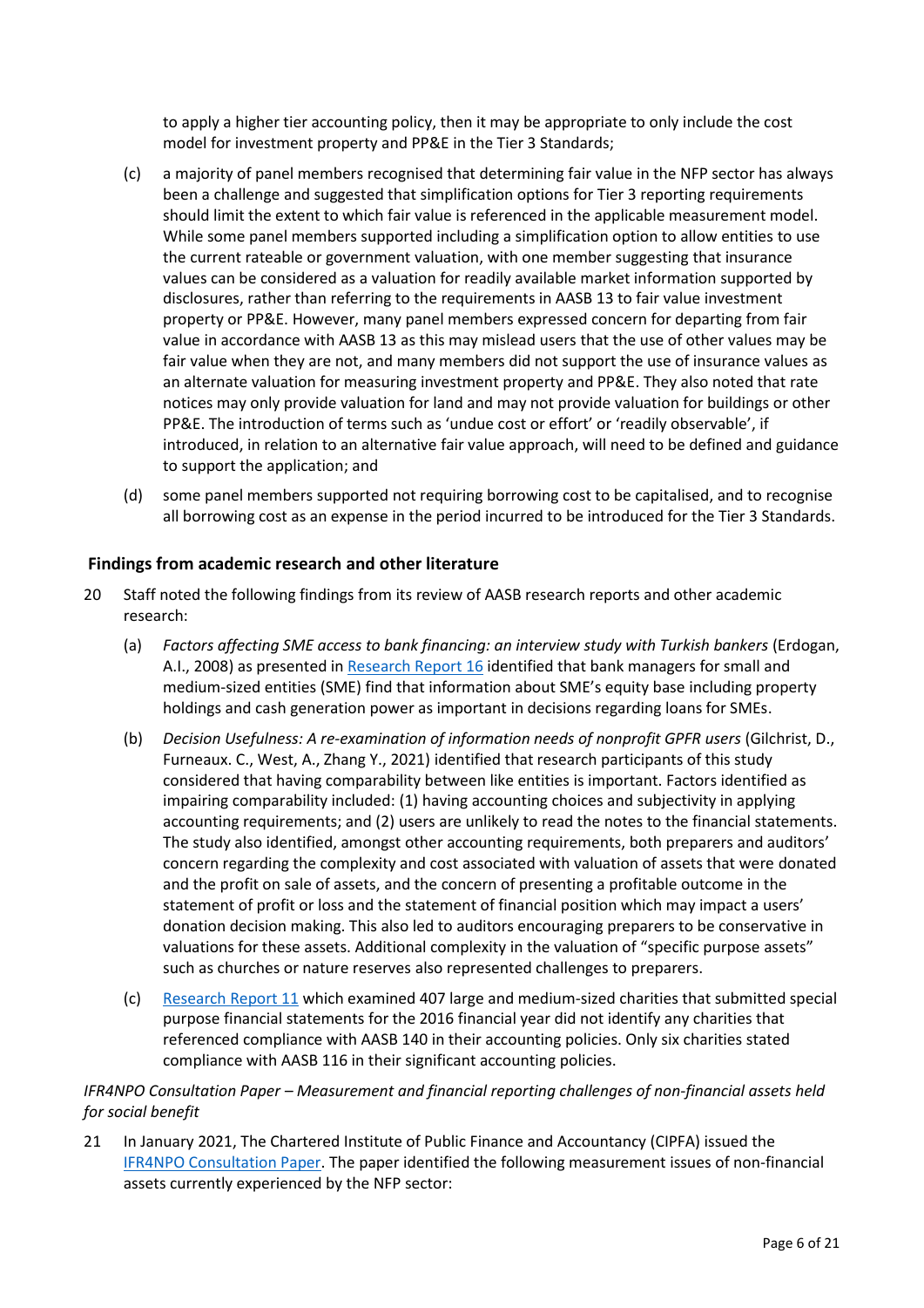to apply a higher tier accounting policy, then it may be appropriate to only include the cost model for investment property and PP&E in the Tier 3 Standards;

(c) a majority of panel members recognised that determining fair value in the NFP sector has always been a challenge and suggested that simplification options for Tier 3 reporting requirements should limit the extent to which fair value is referenced in the applicable measurement model. While some panel members supported including a simplification option to allow entities to use the current rateable or government valuation, with one member suggesting that insurance values can be considered as a valuation for readily available market information supported by disclosures, rather than referring to the requirements in AASB 13 to fair value investment property or PP&E. However, many panel members expressed concern for departing from fair value in accordance with AASB 13 as this may mislead users that the use of other values may be fair value when they are not, and many members did not support the use of insurance values as an alternate valuation for measuring investment property and PP&E. They also noted that rate notices may only provide valuation for land and may not provide valuation for buildings or other PP&E. The introduction of terms such as 'undue cost or effort' or 'readily observable', if introduced, in relation to an alternative fair value approach, will need to be defined and guidance to support the application; and

(d) some panel members supported not requiring borrowing cost to be capitalised, and to recognise all borrowing cost as an expense in the period incurred to be introduced for the Tier 3 Standards.

## Findings from academic research and other literature

20 Staff noted the following findings from its review of AASB research reports and other academic research:

(a) *Factors affecting SME access to bank financing: an interview study with Turkish bankers* (Erdogan, A.I., 2008) as presented in Research Report 16 identified that bank managers for small and medium-sized entities (SME) find that information about SME's equity base including property holdings and cash generation power as important in decisions regarding loans for SMEs.

(b) *Decision Usefulness: A re-examination of information needs of nonprofit GPFR users* (Gilchrist, D., Furneaux. C., West, A., Zhang Y., 2021) identified that research participants of this study considered that having comparability between like entities is important. Factors identified as impairing comparability included: (1) having accounting choices and subjectivity in applying accounting requirements; and (2) users are unlikely to read the notes to the financial statements. The study also identified, amongst other accounting requirements, both preparers and auditors' concern regarding the complexity and cost associated with valuation of assets that were donated and the profit on sale of assets, and the concern of presenting a profitable outcome in the statement of profit or loss and the statement of financial position which may impact a users' donation decision making. This also led to auditors encouraging preparers to be conservative in valuations for these assets. Additional complexity in the valuation of "specific purpose assets" such as churches or nature reserves also represented challenges to preparers.

(c) Research Report 11 which examined 407 large and medium-sized charities that submitted special purpose financial statements for the 2016 financial year did not identify any charities that referenced compliance with AASB 140 in their accounting policies. Only six charities stated compliance with AASB 116 in their significant accounting policies.

*IFR4NPO Consultation Paper – Measurement and financial reporting challenges of non-financial assets held for social benefit*

21 In January 2021, The Chartered Institute of Public Finance and Accountancy (CIPFA) issued the IFR4NPO Consultation Paper. The paper identified the following measurement issues of non-financial assets currently experienced by the NFP sector: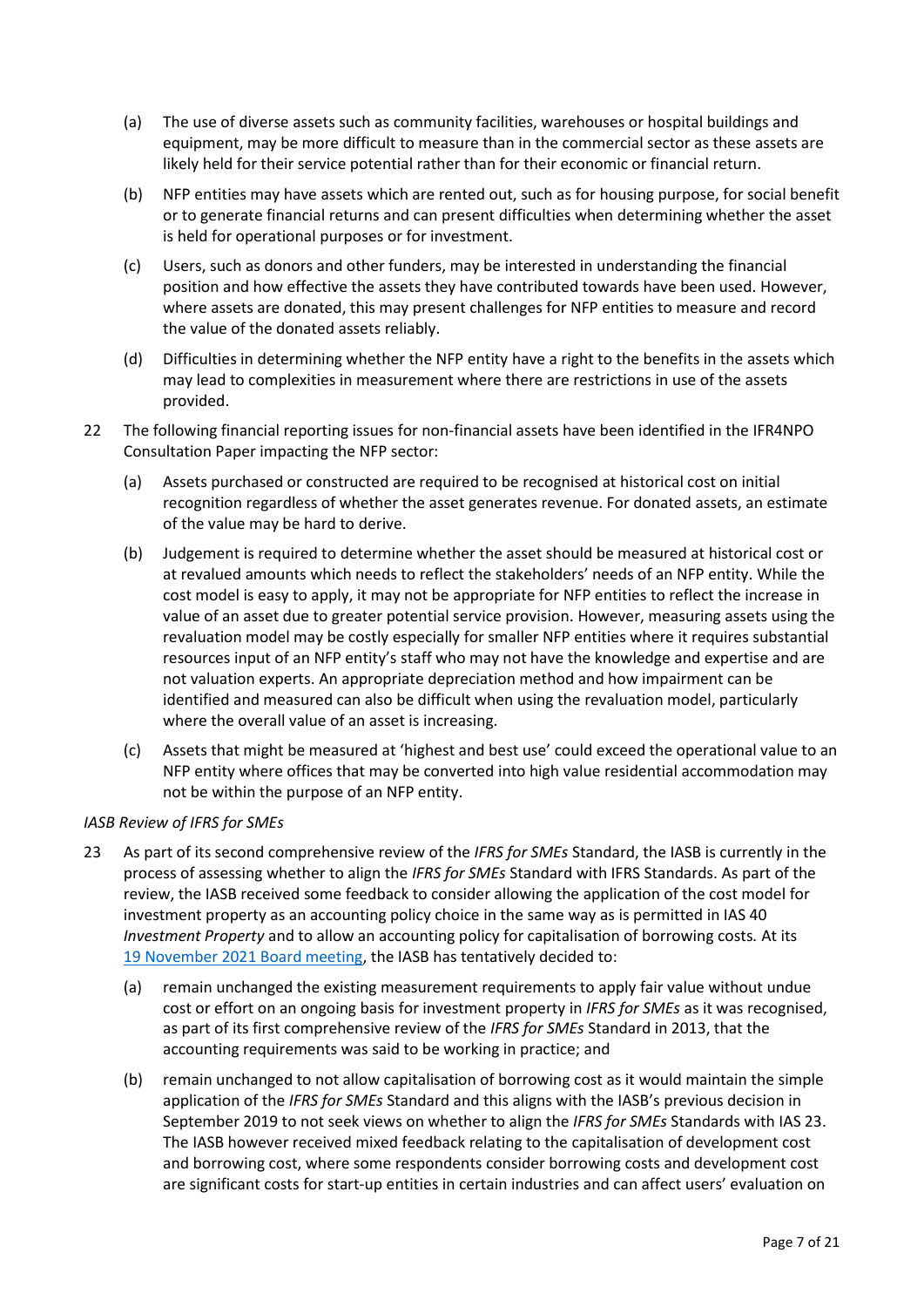(a) The use of diverse assets such as community facilities, warehouses or hospital buildings and equipment, may be more difficult to measure than in the commercial sector as these assets are likely held for their service potential rather than for their economic or financial return.

(b) NFP entities may have assets which are rented out, such as for housing purpose, for social benefit or to generate financial returns and can present difficulties when determining whether the asset is held for operational purposes or for investment.

(c) Users, such as donors and other funders, may be interested in understanding the financial position and how effective the assets they have contributed towards have been used. However, where assets are donated, this may present challenges for NFP entities to measure and record the value of the donated assets reliably.

(d) Difficulties in determining whether the NFP entity have a right to the benefits in the assets which may lead to complexities in measurement where there are restrictions in use of the assets provided.

22 The following financial reporting issues for non-financial assets have been identified in the IFR4NPO Consultation Paper impacting the NFP sector:

(a) Assets purchased or constructed are required to be recognised at historical cost on initial recognition regardless of whether the asset generates revenue. For donated assets, an estimate of the value may be hard to derive.

(b) Judgement is required to determine whether the asset should be measured at historical cost or at revalued amounts which needs to reflect the stakeholders' needs of an NFP entity. While the cost model is easy to apply, it may not be appropriate for NFP entities to reflect the increase in value of an asset due to greater potential service provision. However, measuring assets using the revaluation model may be costly especially for smaller NFP entities where it requires substantial resources input of an NFP entity's staff who may not have the knowledge and expertise and are not valuation experts. An appropriate depreciation method and how impairment can be identified and measured can also be difficult when using the revaluation model, particularly where the overall value of an asset is increasing.

(c) Assets that might be measured at 'highest and best use' could exceed the operational value to an NFP entity where offices that may be converted into high value residential accommodation may not be within the purpose of an NFP entity.

*IASB Review of IFRS for SMEs*

23 As part of its second comprehensive review of the *IFRS for SMEs* Standard, the IASB is currently in the process of assessing whether to align the *IFRS for SMEs* Standard with IFRS Standards. As part of the review, the IASB received some feedback to consider allowing the application of the cost model for investment property as an accounting policy choice in the same way as is permitted in IAS 40 *Investment Property* and to allow an accounting policy for capitalisation of borrowing costs. At its 19 November 2021 Board meeting, the IASB has tentatively decided to:

(a) remain unchanged the existing measurement requirements to apply fair value without undue cost or effort on an ongoing basis for investment property in *IFRS for SMEs* as it was recognised, as part of its first comprehensive review of the *IFRS for SMEs* Standard in 2013, that the accounting requirements was said to be working in practice; and

(b) remain unchanged to not allow capitalisation of borrowing cost as it would maintain the simple application of the *IFRS for SMEs* Standard and this aligns with the IASB's previous decision in September 2019 to not seek views on whether to align the *IFRS for SMEs* Standards with IAS 23. The IASB however received mixed feedback relating to the capitalisation of development cost and borrowing cost, where some respondents consider borrowing costs and development cost are significant costs for start-up entities in certain industries and can affect users' evaluation on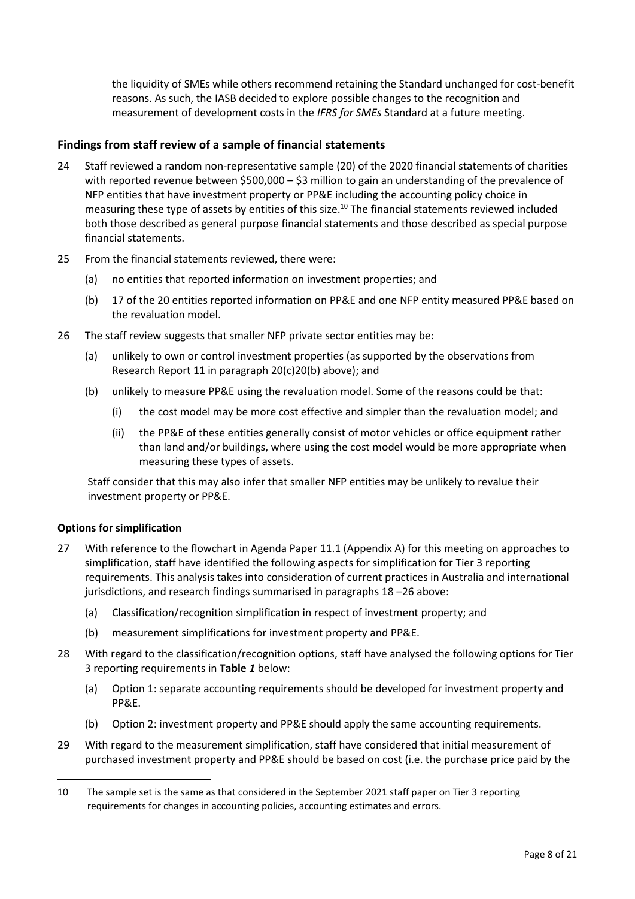the liquidity of SMEs while others recommend retaining the Standard unchanged for cost-benefit reasons. As such, the IASB decided to explore possible changes to the recognition and measurement of development costs in the *IFRS for SMEs* Standard at a future meeting.

## Findings from staff review of a sample of financial statements

24 Staff reviewed a random non-representative sample (20) of the 2020 financial statements of charities with reported revenue between $500,000 – $3 million to gain an understanding of the prevalence of NFP entities that have investment property or PP&E including the accounting policy choice in measuring these type of assets by entities of this size.[10] The financial statements reviewed included both those described as general purpose financial statements and those described as special purpose financial statements.

25 From the financial statements reviewed, there were:

- (a) no entities that reported information on investment properties; and
- (b) 17 of the 20 entities reported information on PP&E and one NFP entity measured PP&E based on the revaluation model.

26 The staff review suggests that smaller NFP private sector entities may be:

- (a) unlikely to own or control investment properties (as supported by the observations from Research Report 11 in paragraph 20(c)20(b) above); and
- (b) unlikely to measure PP&E using the revaluation model. Some of the reasons could be that:
  - (i) the cost model may be more cost effective and simpler than the revaluation model; and
  - (ii) the PP&E of these entities generally consist of motor vehicles or office equipment rather than land and/or buildings, where using the cost model would be more appropriate when measuring these types of assets.

Staff consider that this may also infer that smaller NFP entities may be unlikely to revalue their investment property or PP&E.

### Options for simplification

27 With reference to the flowchart in Agenda Paper 11.1 (Appendix A) for this meeting on approaches to simplification, staff have identified the following aspects for simplification for Tier 3 reporting requirements. This analysis takes into consideration of current practices in Australia and international jurisdictions, and research findings summarised in paragraphs 18 –26 above:

- (a) Classification/recognition simplification in respect of investment property; and
- (b) measurement simplifications for investment property and PP&E.

28 With regard to the classification/recognition options, staff have analysed the following options for Tier 3 reporting requirements in **Table *1*** below:

- (a) Option 1: separate accounting requirements should be developed for investment property and PP&E.
- (b) Option 2: investment property and PP&E should apply the same accounting requirements.

29 With regard to the measurement simplification, staff have considered that initial measurement of purchased investment property and PP&E should be based on cost (i.e. the purchase price paid by the

---

10 The sample set is the same as that considered in the September 2021 staff paper on Tier 3 reporting requirements for changes in accounting policies, accounting estimates and errors.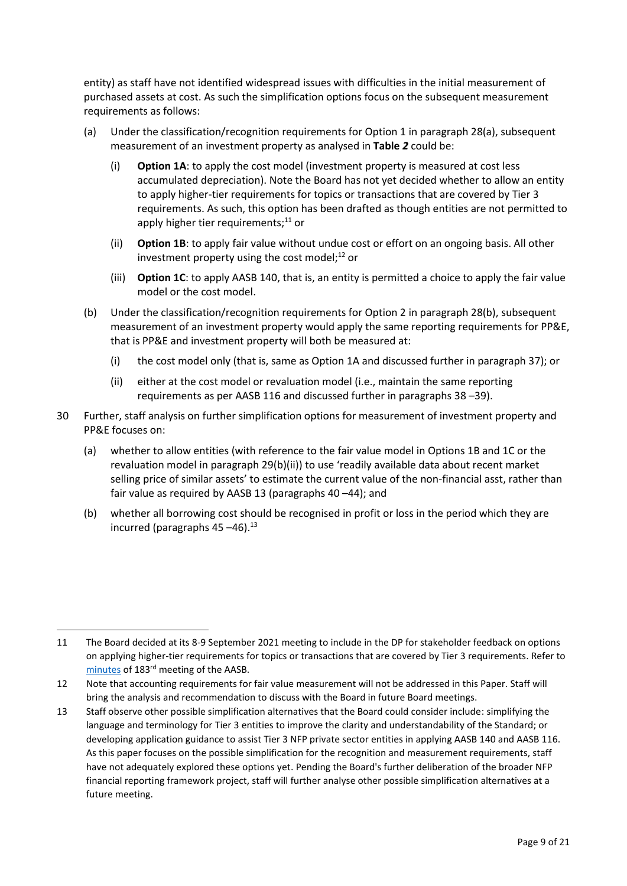entity) as staff have not identified widespread issues with difficulties in the initial measurement of purchased assets at cost. As such the simplification options focus on the subsequent measurement requirements as follows:

(a) Under the classification/recognition requirements for Option 1 in paragraph 28(a), subsequent measurement of an investment property as analysed in **Table *2*** could be:

   (i) **Option 1A**: to apply the cost model (investment property is measured at cost less accumulated depreciation). Note the Board has not yet decided whether to allow an entity to apply higher-tier requirements for topics or transactions that are covered by Tier 3 requirements. As such, this option has been drafted as though entities are not permitted to apply higher tier requirements;[11] or

   (ii) **Option 1B**: to apply fair value without undue cost or effort on an ongoing basis. All other investment property using the cost model;[12] or

   (iii) **Option 1C**: to apply AASB 140, that is, an entity is permitted a choice to apply the fair value model or the cost model.

(b) Under the classification/recognition requirements for Option 2 in paragraph 28(b), subsequent measurement of an investment property would apply the same reporting requirements for PP&E, that is PP&E and investment property will both be measured at:

   (i) the cost model only (that is, same as Option 1A and discussed further in paragraph 37); or

   (ii) either at the cost model or revaluation model (i.e., maintain the same reporting requirements as per AASB 116 and discussed further in paragraphs 38 –39).

30 Further, staff analysis on further simplification options for measurement of investment property and PP&E focuses on:

(a) whether to allow entities (with reference to the fair value model in Options 1B and 1C or the revaluation model in paragraph 29(b)(ii)) to use 'readily available data about recent market selling price of similar assets' to estimate the current value of the non-financial asst, rather than fair value as required by AASB 13 (paragraphs 40 –44); and

(b) whether all borrowing cost should be recognised in profit or loss in the period which they are incurred (paragraphs 45 –46).[13]

---

11 The Board decided at its 8-9 September 2021 meeting to include in the DP for stakeholder feedback on options on applying higher-tier requirements for topics or transactions that are covered by Tier 3 requirements. Refer to minutes of 183rd meeting of the AASB.

12 Note that accounting requirements for fair value measurement will not be addressed in this Paper. Staff will bring the analysis and recommendation to discuss with the Board in future Board meetings.

13 Staff observe other possible simplification alternatives that the Board could consider include: simplifying the language and terminology for Tier 3 entities to improve the clarity and understandability of the Standard; or developing application guidance to assist Tier 3 NFP private sector entities in applying AASB 140 and AASB 116. As this paper focuses on the possible simplification for the recognition and measurement requirements, staff have not adequately explored these options yet. Pending the Board's further deliberation of the broader NFP financial reporting framework project, staff will further analyse other possible simplification alternatives at a future meeting.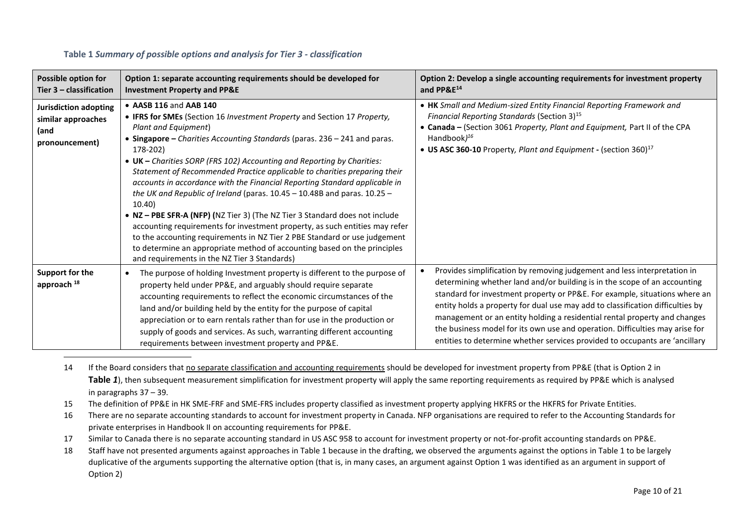**Table 1** ***Summary of possible options and analysis for Tier 3 - classification***

| Possible option for Tier 3 – classification | Option 1: separate accounting requirements should be developed for Investment Property and PP&E | Option 2: Develop a single accounting requirements for investment property and PP&E[14] |
|---|---|---|
| **Jurisdiction adopting similar approaches (and pronouncement)** | • **AASB 116** and **AAB 140**<br>• **IFRS for SMEs** (Section 16 *Investment Property* and Section 17 *Property, Plant and Equipment*)<br>• **Singapore –** *Charities Accounting Standards* (paras. 236 – 241 and paras. 178-202)<br>• **UK –** *Charities SORP (FRS 102) Accounting and Reporting by Charities: Statement of Recommended Practice applicable to charities preparing their accounts in accordance with the Financial Reporting Standard applicable in the UK and Republic of Ireland* (paras. 10.45 – 10.48B and paras. 10.25 – 10.40)<br>• **NZ – PBE SFR-A (NFP) (**NZ Tier 3) (The NZ Tier 3 Standard does not include accounting requirements for investment property, as such entities may refer to the accounting requirements in NZ Tier 2 PBE Standard or use judgement to determine an appropriate method of accounting based on the principles and requirements in the NZ Tier 3 Standards) | • **HK** *Small and Medium-sized Entity Financial Reporting Framework and Financial Reporting Standards* (Section 3)[15]<br>• **Canada –** (Section 3061 *Property, Plant and Equipment,* Part II of the CPA Handbook*)*[16]<br>• **US ASC 360-10** Property*, Plant and Equipment* **-** (section 360)[17] |
| **Support for the approach** [18] | • The purpose of holding Investment property is different to the purpose of property held under PP&E, and arguably should require separate accounting requirements to reflect the economic circumstances of the land and/or building held by the entity for the purpose of capital appreciation or to earn rentals rather than for use in the production or supply of goods and services. As such, warranting different accounting requirements between investment property and PP&E. | • Provides simplification by removing judgement and less interpretation in determining whether land and/or building is in the scope of an accounting standard for investment property or PP&E. For example, situations where an entity holds a property for dual use may add to classification difficulties by management or an entity holding a residential rental property and changes the business model for its own use and operation. Difficulties may arise for entities to determine whether services provided to occupants are 'ancillary |

14 If the Board considers that no separate classification and accounting requirements should be developed for investment property from PP&E (that is Option 2 in **Table *1***), then subsequent measurement simplification for investment property will apply the same reporting requirements as required by PP&E which is analysed in paragraphs 37 – 39.

15 The definition of PP&E in HK SME-FRF and SME-FRS includes property classified as investment property applying HKFRS or the HKFRS for Private Entities.

16 There are no separate accounting standards to account for investment property in Canada. NFP organisations are required to refer to the Accounting Standards for private enterprises in Handbook II on accounting requirements for PP&E.

17 Similar to Canada there is no separate accounting standard in US ASC 958 to account for investment property or not-for-profit accounting standards on PP&E.

18 Staff have not presented arguments against approaches in Table 1 because in the drafting, we observed the arguments against the options in Table 1 to be largely duplicative of the arguments supporting the alternative option (that is, in many cases, an argument against Option 1 was identified as an argument in support of Option 2)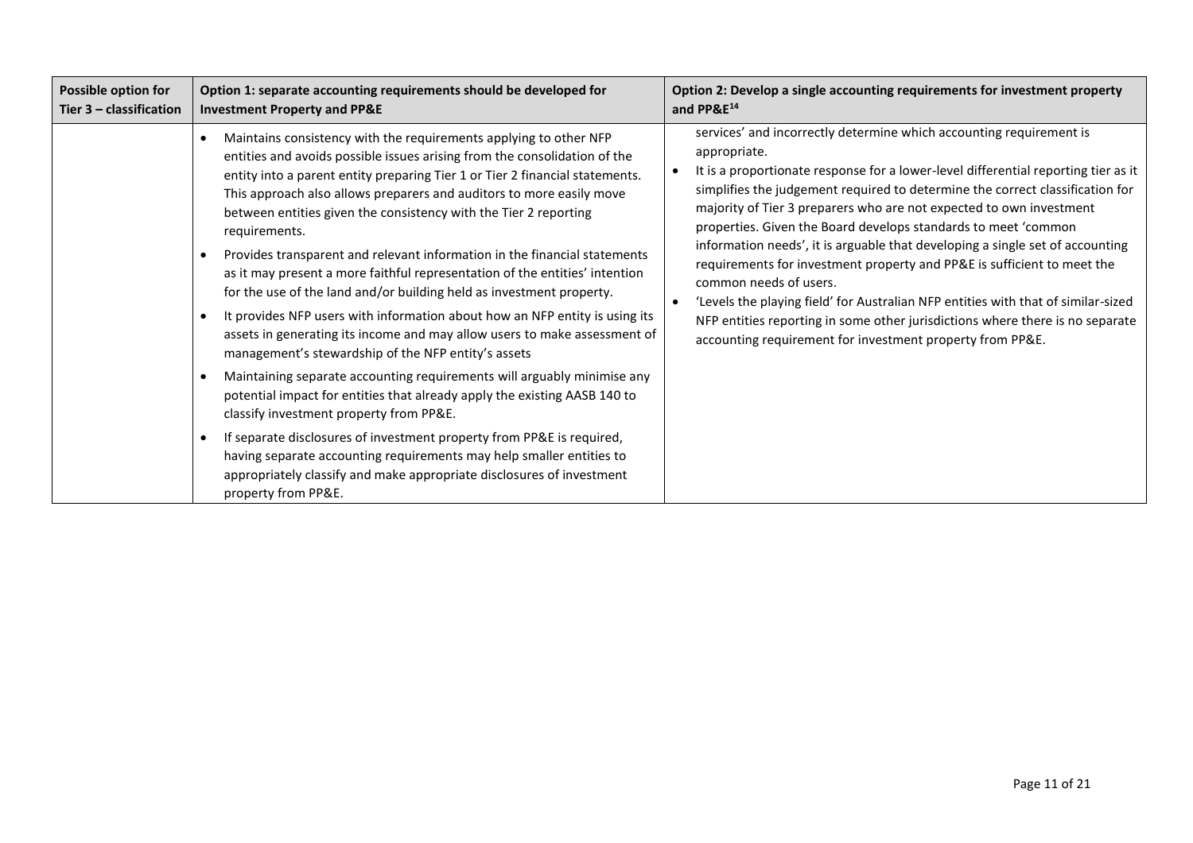| Possible option for Tier 3 – classification | Option 1: separate accounting requirements should be developed for Investment Property and PP&E | Option 2: Develop a single accounting requirements for investment property and PP&E[14] |
|---|---|---|
| | • Maintains consistency with the requirements applying to other NFP entities and avoids possible issues arising from the consolidation of the entity into a parent entity preparing Tier 1 or Tier 2 financial statements. This approach also allows preparers and auditors to more easily move between entities given the consistency with the Tier 2 reporting requirements.<br>• Provides transparent and relevant information in the financial statements as it may present a more faithful representation of the entities' intention for the use of the land and/or building held as investment property.<br>• It provides NFP users with information about how an NFP entity is using its assets in generating its income and may allow users to make assessment of management's stewardship of the NFP entity's assets<br>• Maintaining separate accounting requirements will arguably minimise any potential impact for entities that already apply the existing AASB 140 to classify investment property from PP&E.<br>• If separate disclosures of investment property from PP&E is required, having separate accounting requirements may help smaller entities to appropriately classify and make appropriate disclosures of investment property from PP&E. | services' and incorrectly determine which accounting requirement is appropriate.<br>• It is a proportionate response for a lower-level differential reporting tier as it simplifies the judgement required to determine the correct classification for majority of Tier 3 preparers who are not expected to own investment properties. Given the Board develops standards to meet 'common information needs', it is arguable that developing a single set of accounting requirements for investment property and PP&E is sufficient to meet the common needs of users.<br>• 'Levels the playing field' for Australian NFP entities with that of similar-sized NFP entities reporting in some other jurisdictions where there is no separate accounting requirement for investment property from PP&E. |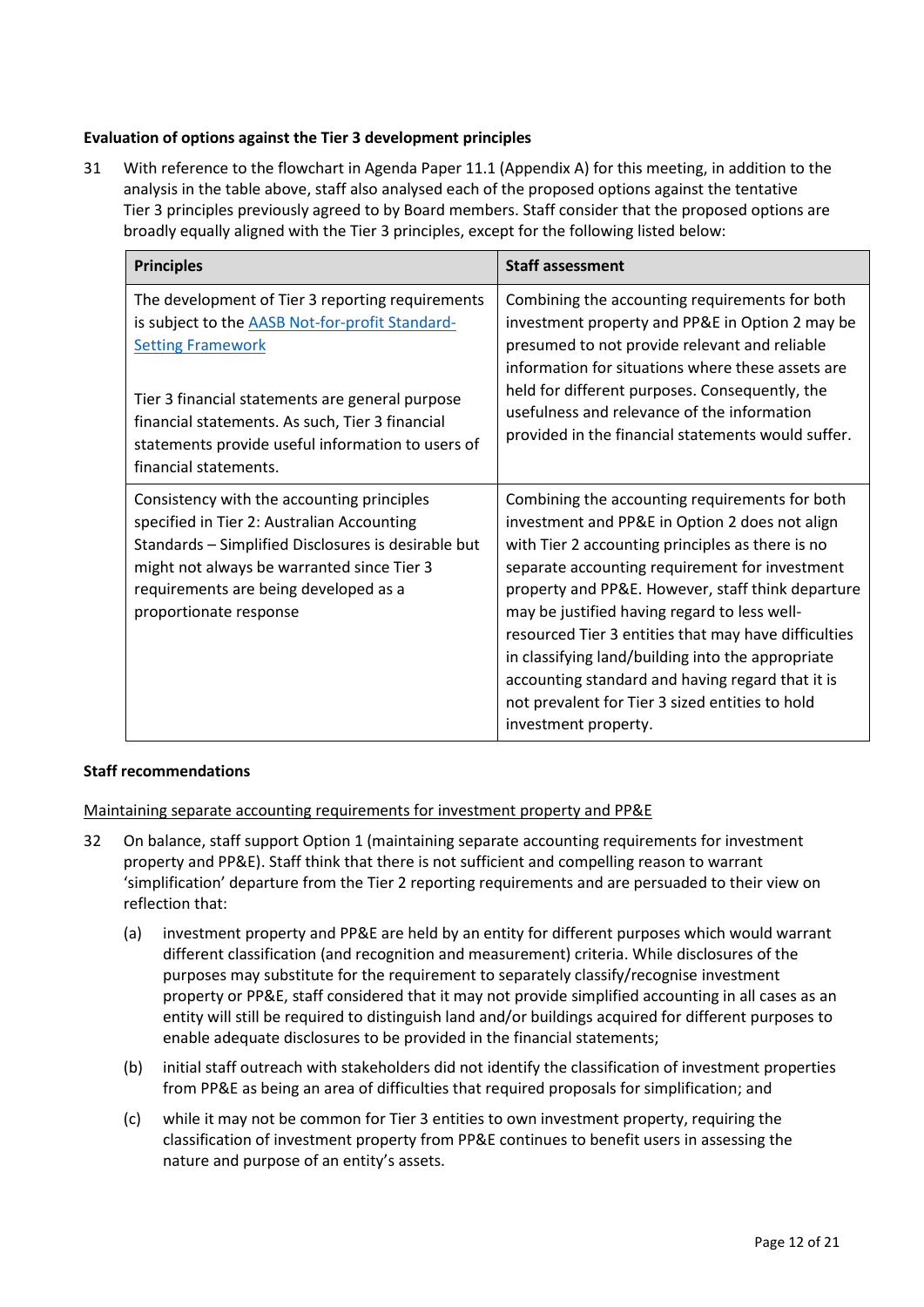**Evaluation of options against the Tier 3 development principles**

31 With reference to the flowchart in Agenda Paper 11.1 (Appendix A) for this meeting, in addition to the analysis in the table above, staff also analysed each of the proposed options against the tentative Tier 3 principles previously agreed to by Board members. Staff consider that the proposed options are broadly equally aligned with the Tier 3 principles, except for the following listed below:

| Principles | Staff assessment |
|---|---|
| The development of Tier 3 reporting requirements is subject to the [AASB Not-for-profit Standard-Setting Framework](#)<br><br>Tier 3 financial statements are general purpose financial statements. As such, Tier 3 financial statements provide useful information to users of financial statements. | Combining the accounting requirements for both investment property and PP&E in Option 2 may be presumed to not provide relevant and reliable information for situations where these assets are held for different purposes. Consequently, the usefulness and relevance of the information provided in the financial statements would suffer. |
| Consistency with the accounting principles specified in Tier 2: Australian Accounting Standards – Simplified Disclosures is desirable but might not always be warranted since Tier 3 requirements are being developed as a proportionate response | Combining the accounting requirements for both investment and PP&E in Option 2 does not align with Tier 2 accounting principles as there is no separate accounting requirement for investment property and PP&E. However, staff think departure may be justified having regard to less well-resourced Tier 3 entities that may have difficulties in classifying land/building into the appropriate accounting standard and having regard that it is not prevalent for Tier 3 sized entities to hold investment property. |

**Staff recommendations**

<u>Maintaining separate accounting requirements for investment property and PP&E</u>

32 On balance, staff support Option 1 (maintaining separate accounting requirements for investment property and PP&E). Staff think that there is not sufficient and compelling reason to warrant 'simplification' departure from the Tier 2 reporting requirements and are persuaded to their view on reflection that:

(a) investment property and PP&E are held by an entity for different purposes which would warrant different classification (and recognition and measurement) criteria. While disclosures of the purposes may substitute for the requirement to separately classify/recognise investment property or PP&E, staff considered that it may not provide simplified accounting in all cases as an entity will still be required to distinguish land and/or buildings acquired for different purposes to enable adequate disclosures to be provided in the financial statements;

(b) initial staff outreach with stakeholders did not identify the classification of investment properties from PP&E as being an area of difficulties that required proposals for simplification; and

(c) while it may not be common for Tier 3 entities to own investment property, requiring the classification of investment property from PP&E continues to benefit users in assessing the nature and purpose of an entity's assets.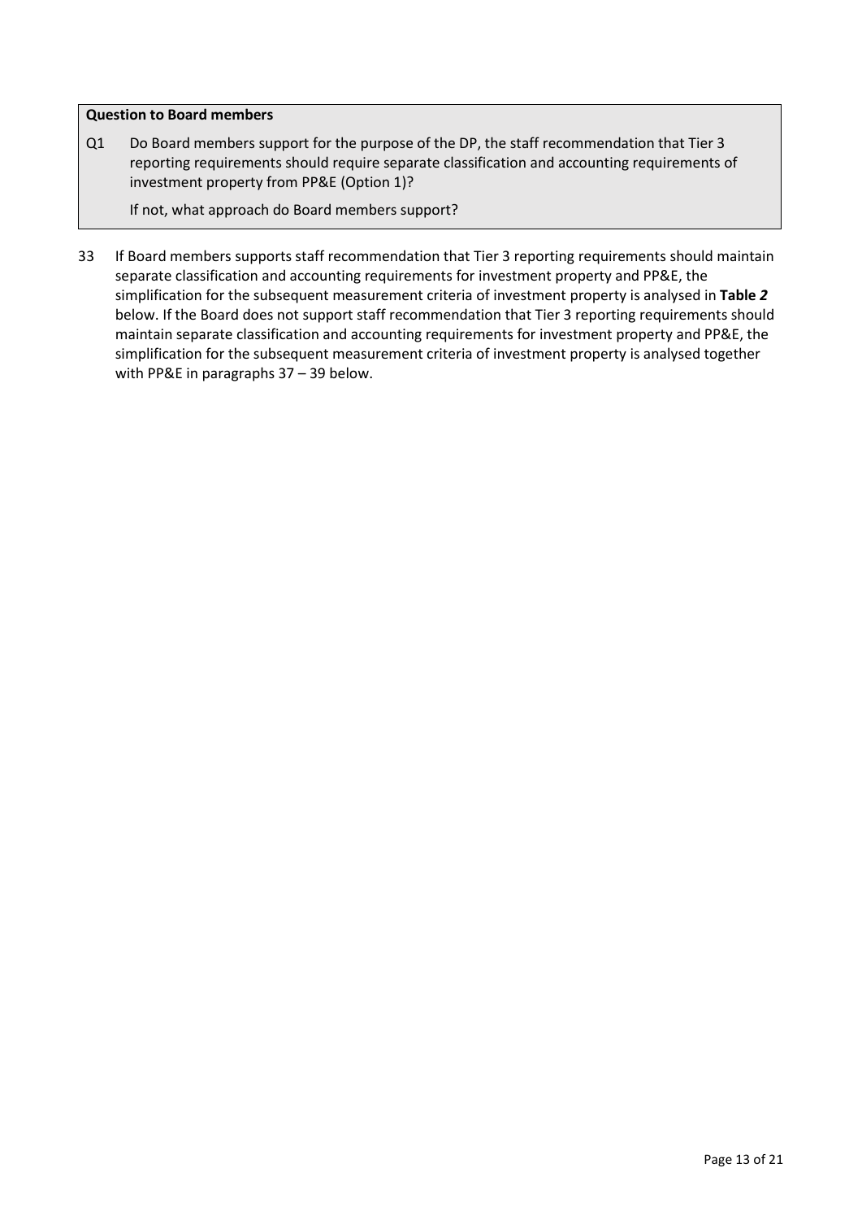**Question to Board members**

Q1 Do Board members support for the purpose of the DP, the staff recommendation that Tier 3 reporting requirements should require separate classification and accounting requirements of investment property from PP&E (Option 1)?

If not, what approach do Board members support?

33 If Board members supports staff recommendation that Tier 3 reporting requirements should maintain separate classification and accounting requirements for investment property and PP&E, the simplification for the subsequent measurement criteria of investment property is analysed in **Table *2*** below. If the Board does not support staff recommendation that Tier 3 reporting requirements should maintain separate classification and accounting requirements for investment property and PP&E, the simplification for the subsequent measurement criteria of investment property is analysed together with PP&E in paragraphs 37 – 39 below.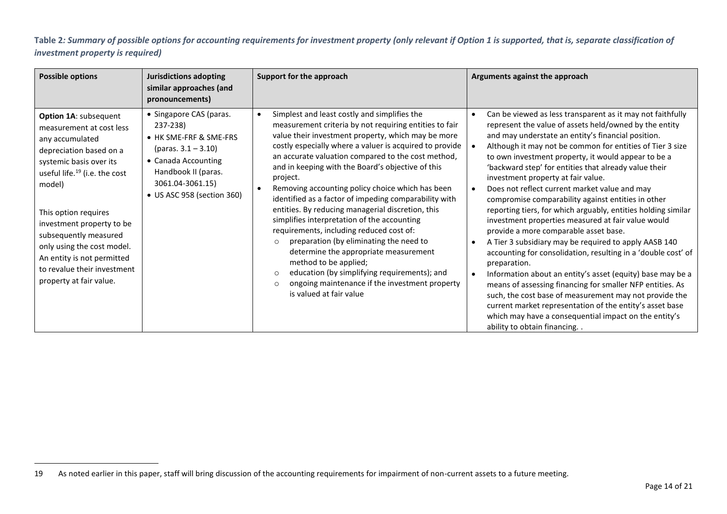**Table 2*: Summary of possible options for accounting requirements for investment property (only relevant if Option 1 is supported, that is, separate classification of investment property is required)***

| Possible options | Jurisdictions adopting similar approaches (and pronouncements) | Support for the approach | Arguments against the approach |
|---|---|---|---|
| **Option 1A**: subsequent measurement at cost less any accumulated depreciation based on a systemic basis over its useful life.[19] (i.e. the cost model)<br><br>This option requires investment property to be subsequently measured only using the cost model. An entity is not permitted to revalue their investment property at fair value. | • Singapore CAS (paras. 237-238)<br>• HK SME-FRF & SME-FRS (paras. 3.1 – 3.10)<br>• Canada Accounting Handbook II (paras. 3061.04-3061.15)<br>• US ASC 958 (section 360) | • Simplest and least costly and simplifies the measurement criteria by not requiring entities to fair value their investment property, which may be more costly especially where a valuer is acquired to provide an accurate valuation compared to the cost method, and in keeping with the Board's objective of this project.<br>• Removing accounting policy choice which has been identified as a factor of impeding comparability with entities. By reducing managerial discretion, this simplifies interpretation of the accounting requirements, including reduced cost of:<br>○ preparation (by eliminating the need to determine the appropriate measurement method to be applied;<br>○ education (by simplifying requirements); and<br>○ ongoing maintenance if the investment property is valued at fair value | • Can be viewed as less transparent as it may not faithfully represent the value of assets held/owned by the entity and may understate an entity's financial position.<br>• Although it may not be common for entities of Tier 3 size to own investment property, it would appear to be a 'backward step' for entities that already value their investment property at fair value.<br>• Does not reflect current market value and may compromise comparability against entities in other reporting tiers, for which arguably, entities holding similar investment properties measured at fair value would provide a more comparable asset base.<br>• A Tier 3 subsidiary may be required to apply AASB 140 accounting for consolidation, resulting in a 'double cost' of preparation.<br>• Information about an entity's asset (equity) base may be a means of assessing financing for smaller NFP entities. As such, the cost base of measurement may not provide the current market representation of the entity's asset base which may have a consequential impact on the entity's ability to obtain financing. . |

19 As noted earlier in this paper, staff will bring discussion of the accounting requirements for impairment of non-current assets to a future meeting.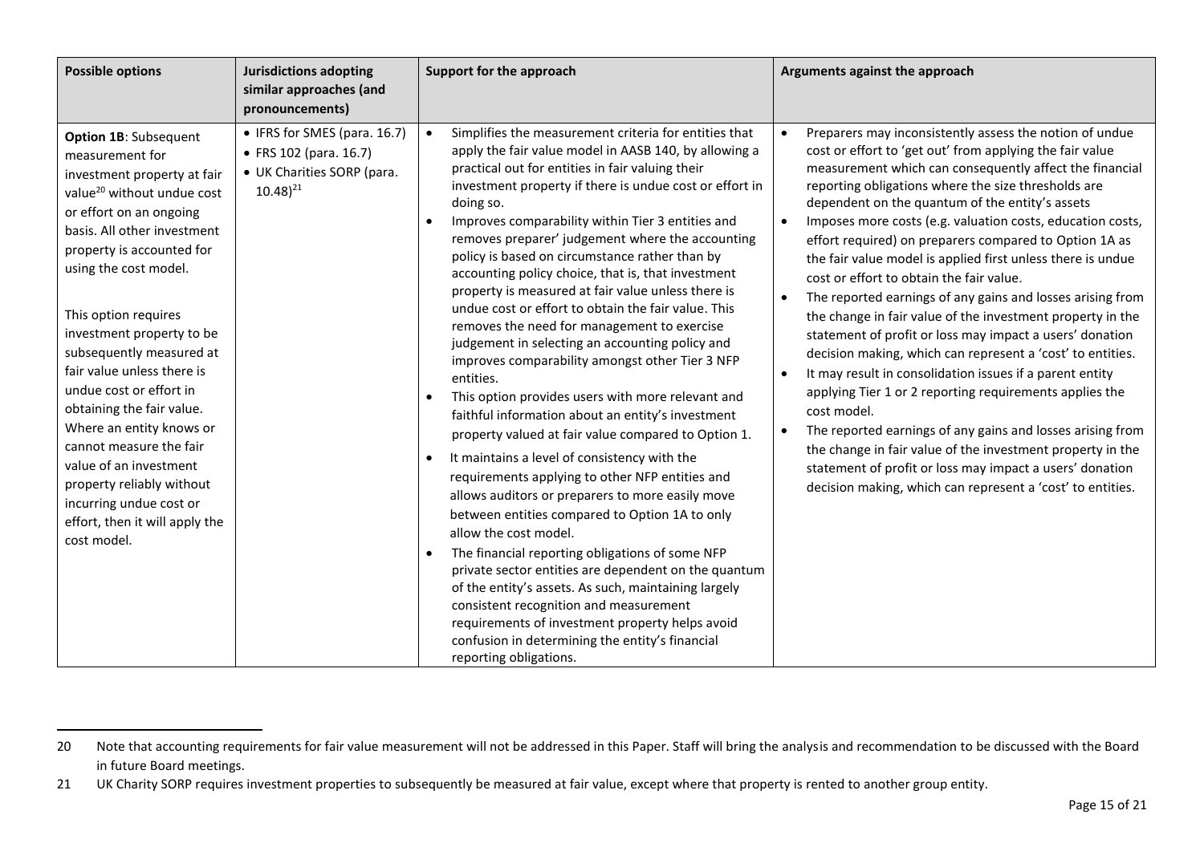| Possible options | Jurisdictions adopting similar approaches (and pronouncements) | Support for the approach | Arguments against the approach |
|---|---|---|---|
| **Option 1B**: Subsequent measurement for investment property at fair value[20] without undue cost or effort on an ongoing basis. All other investment property is accounted for using the cost model.<br><br>This option requires investment property to be subsequently measured at fair value unless there is undue cost or effort in obtaining the fair value. Where an entity knows or cannot measure the fair value of an investment property reliably without incurring undue cost or effort, then it will apply the cost model. | • IFRS for SMES (para. 16.7)<br>• FRS 102 (para. 16.7)<br>• UK Charities SORP (para. 10.48)[21] | • Simplifies the measurement criteria for entities that apply the fair value model in AASB 140, by allowing a practical out for entities in fair valuing their investment property if there is undue cost or effort in doing so.<br>• Improves comparability within Tier 3 entities and removes preparer' judgement where the accounting policy is based on circumstance rather than by accounting policy choice, that is, that investment property is measured at fair value unless there is undue cost or effort to obtain the fair value. This removes the need for management to exercise judgement in selecting an accounting policy and improves comparability amongst other Tier 3 NFP entities.<br>• This option provides users with more relevant and faithful information about an entity's investment property valued at fair value compared to Option 1.<br>• It maintains a level of consistency with the requirements applying to other NFP entities and allows auditors or preparers to more easily move between entities compared to Option 1A to only allow the cost model.<br>• The financial reporting obligations of some NFP private sector entities are dependent on the quantum of the entity's assets. As such, maintaining largely consistent recognition and measurement requirements of investment property helps avoid confusion in determining the entity's financial reporting obligations. | • Preparers may inconsistently assess the notion of undue cost or effort to 'get out' from applying the fair value measurement which can consequently affect the financial reporting obligations where the size thresholds are dependent on the quantum of the entity's assets<br>• Imposes more costs (e.g. valuation costs, education costs, effort required) on preparers compared to Option 1A as the fair value model is applied first unless there is undue cost or effort to obtain the fair value.<br>• The reported earnings of any gains and losses arising from the change in fair value of the investment property in the statement of profit or loss may impact a users' donation decision making, which can represent a 'cost' to entities.<br>• It may result in consolidation issues if a parent entity applying Tier 1 or 2 reporting requirements applies the cost model.<br>• The reported earnings of any gains and losses arising from the change in fair value of the investment property in the statement of profit or loss may impact a users' donation decision making, which can represent a 'cost' to entities. |

20 Note that accounting requirements for fair value measurement will not be addressed in this Paper. Staff will bring the analysis and recommendation to be discussed with the Board in future Board meetings.

21 UK Charity SORP requires investment properties to subsequently be measured at fair value, except where that property is rented to another group entity.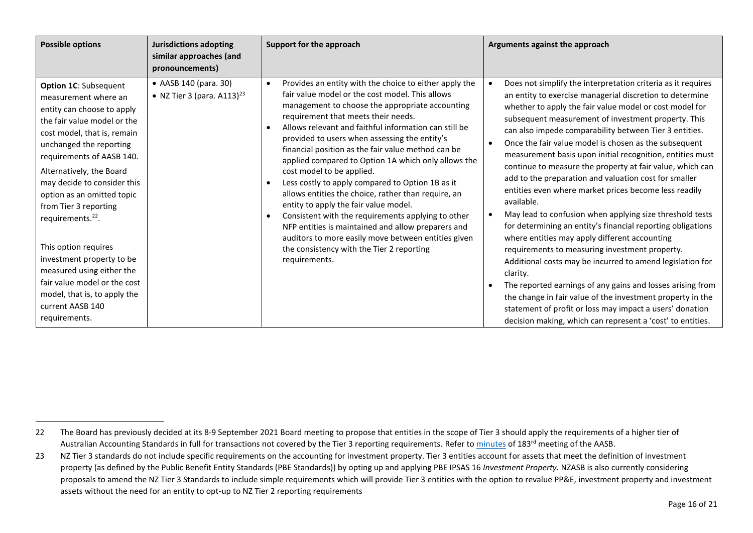| **Possible options** | **Jurisdictions adopting similar approaches (and pronouncements)** | **Support for the approach** | **Arguments against the approach** |
| --- | --- | --- | --- |
| **Option 1C**: Subsequent measurement where an entity can choose to apply the fair value model or the cost model, that is, remain unchanged the reporting requirements of AASB 140. Alternatively, the Board may decide to consider this option as an omitted topic from Tier 3 reporting requirements.[22]. <br><br> This option requires investment property to be measured using either the fair value model or the cost model, that is, to apply the current AASB 140 requirements. | • AASB 140 (para. 30) <br> • NZ Tier 3 (para. A113)[23] | • Provides an entity with the choice to either apply the fair value model or the cost model. This allows management to choose the appropriate accounting requirement that meets their needs. <br> • Allows relevant and faithful information can still be provided to users when assessing the entity's financial position as the fair value method can be applied compared to Option 1A which only allows the cost model to be applied. <br> • Less costly to apply compared to Option 1B as it allows entities the choice, rather than require, an entity to apply the fair value model. <br> • Consistent with the requirements applying to other NFP entities is maintained and allow preparers and auditors to more easily move between entities given the consistency with the Tier 2 reporting requirements. | • Does not simplify the interpretation criteria as it requires an entity to exercise managerial discretion to determine whether to apply the fair value model or cost model for subsequent measurement of investment property. This can also impede comparability between Tier 3 entities. <br> • Once the fair value model is chosen as the subsequent measurement basis upon initial recognition, entities must continue to measure the property at fair value, which can add to the preparation and valuation cost for smaller entities even where market prices become less readily available. <br> • May lead to confusion when applying size threshold tests for determining an entity's financial reporting obligations where entities may apply different accounting requirements to measuring investment property. Additional costs may be incurred to amend legislation for clarity. <br> • The reported earnings of any gains and losses arising from the change in fair value of the investment property in the statement of profit or loss may impact a users' donation decision making, which can represent a 'cost' to entities. |

22 The Board has previously decided at its 8-9 September 2021 Board meeting to propose that entities in the scope of Tier 3 should apply the requirements of a higher tier of Australian Accounting Standards in full for transactions not covered by the Tier 3 reporting requirements. Refer to minutes of 183rd meeting of the AASB.

23 NZ Tier 3 standards do not include specific requirements on the accounting for investment property. Tier 3 entities account for assets that meet the definition of investment property (as defined by the Public Benefit Entity Standards (PBE Standards)) by opting up and applying PBE IPSAS 16 *Investment Property.* NZASB is also currently considering proposals to amend the NZ Tier 3 Standards to include simple requirements which will provide Tier 3 entities with the option to revalue PP&E, investment property and investment assets without the need for an entity to opt-up to NZ Tier 2 reporting requirements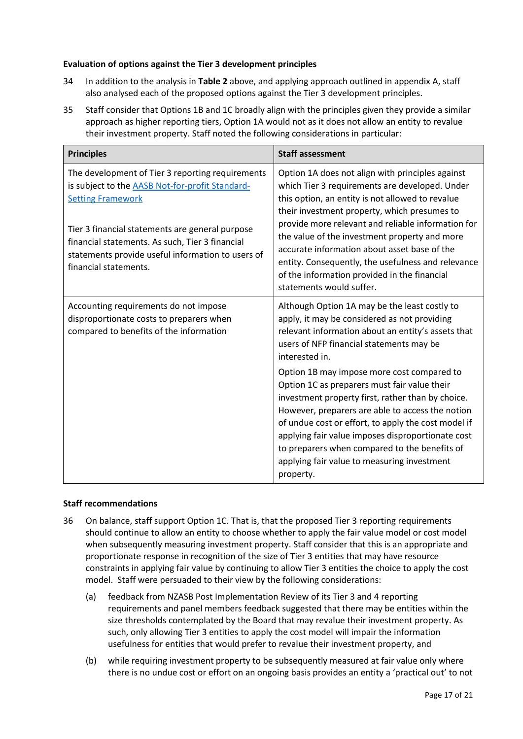**Evaluation of options against the Tier 3 development principles**

34 In addition to the analysis in **Table 2** above, and applying approach outlined in appendix A, staff also analysed each of the proposed options against the Tier 3 development principles.

35 Staff consider that Options 1B and 1C broadly align with the principles given they provide a similar approach as higher reporting tiers, Option 1A would not as it does not allow an entity to revalue their investment property. Staff noted the following considerations in particular:

| Principles | Staff assessment |
|---|---|
| The development of Tier 3 reporting requirements is subject to the [AASB Not-for-profit Standard-Setting Framework](AASB Not-for-profit Standard-Setting Framework)<br><br>Tier 3 financial statements are general purpose financial statements. As such, Tier 3 financial statements provide useful information to users of financial statements. | Option 1A does not align with principles against which Tier 3 requirements are developed. Under this option, an entity is not allowed to revalue their investment property, which presumes to provide more relevant and reliable information for the value of the investment property and more accurate information about asset base of the entity. Consequently, the usefulness and relevance of the information provided in the financial statements would suffer. |
| Accounting requirements do not impose disproportionate costs to preparers when compared to benefits of the information | Although Option 1A may be the least costly to apply, it may be considered as not providing relevant information about an entity's assets that users of NFP financial statements may be interested in.<br><br>Option 1B may impose more cost compared to Option 1C as preparers must fair value their investment property first, rather than by choice. However, preparers are able to access the notion of undue cost or effort, to apply the cost model if applying fair value imposes disproportionate cost to preparers when compared to the benefits of applying fair value to measuring investment property. |

**Staff recommendations**

36 On balance, staff support Option 1C. That is, that the proposed Tier 3 reporting requirements should continue to allow an entity to choose whether to apply the fair value model or cost model when subsequently measuring investment property. Staff consider that this is an appropriate and proportionate response in recognition of the size of Tier 3 entities that may have resource constraints in applying fair value by continuing to allow Tier 3 entities the choice to apply the cost model. Staff were persuaded to their view by the following considerations:

(a) feedback from NZASB Post Implementation Review of its Tier 3 and 4 reporting requirements and panel members feedback suggested that there may be entities within the size thresholds contemplated by the Board that may revalue their investment property. As such, only allowing Tier 3 entities to apply the cost model will impair the information usefulness for entities that would prefer to revalue their investment property, and

(b) while requiring investment property to be subsequently measured at fair value only where there is no undue cost or effort on an ongoing basis provides an entity a 'practical out' to not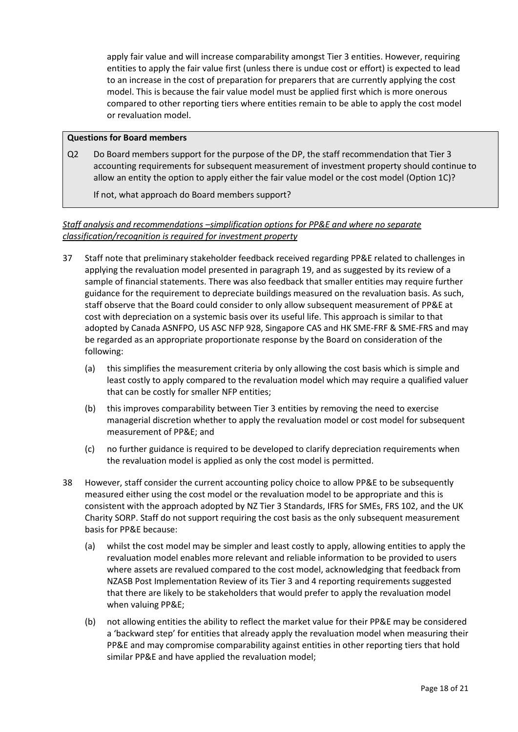apply fair value and will increase comparability amongst Tier 3 entities. However, requiring entities to apply the fair value first (unless there is undue cost or effort) is expected to lead to an increase in the cost of preparation for preparers that are currently applying the cost model. This is because the fair value model must be applied first which is more onerous compared to other reporting tiers where entities remain to be able to apply the cost model or revaluation model.

> **Questions for Board members**
>
> Q2 Do Board members support for the purpose of the DP, the staff recommendation that Tier 3 accounting requirements for subsequent measurement of investment property should continue to allow an entity the option to apply either the fair value model or the cost model (Option 1C)?
>
> If not, what approach do Board members support?

*Staff analysis and recommendations –simplification options for PP&E and where no separate classification/recognition is required for investment property*

37 Staff note that preliminary stakeholder feedback received regarding PP&E related to challenges in applying the revaluation model presented in paragraph 19, and as suggested by its review of a sample of financial statements. There was also feedback that smaller entities may require further guidance for the requirement to depreciate buildings measured on the revaluation basis. As such, staff observe that the Board could consider to only allow subsequent measurement of PP&E at cost with depreciation on a systemic basis over its useful life. This approach is similar to that adopted by Canada ASNFPO, US ASC NFP 928, Singapore CAS and HK SME-FRF & SME-FRS and may be regarded as an appropriate proportionate response by the Board on consideration of the following:

(a) this simplifies the measurement criteria by only allowing the cost basis which is simple and least costly to apply compared to the revaluation model which may require a qualified valuer that can be costly for smaller NFP entities;

(b) this improves comparability between Tier 3 entities by removing the need to exercise managerial discretion whether to apply the revaluation model or cost model for subsequent measurement of PP&E; and

(c) no further guidance is required to be developed to clarify depreciation requirements when the revaluation model is applied as only the cost model is permitted.

38 However, staff consider the current accounting policy choice to allow PP&E to be subsequently measured either using the cost model or the revaluation model to be appropriate and this is consistent with the approach adopted by NZ Tier 3 Standards, IFRS for SMEs, FRS 102, and the UK Charity SORP. Staff do not support requiring the cost basis as the only subsequent measurement basis for PP&E because:

(a) whilst the cost model may be simpler and least costly to apply, allowing entities to apply the revaluation model enables more relevant and reliable information to be provided to users where assets are revalued compared to the cost model, acknowledging that feedback from NZASB Post Implementation Review of its Tier 3 and 4 reporting requirements suggested that there are likely to be stakeholders that would prefer to apply the revaluation model when valuing PP&E;

(b) not allowing entities the ability to reflect the market value for their PP&E may be considered a 'backward step' for entities that already apply the revaluation model when measuring their PP&E and may compromise comparability against entities in other reporting tiers that hold similar PP&E and have applied the revaluation model;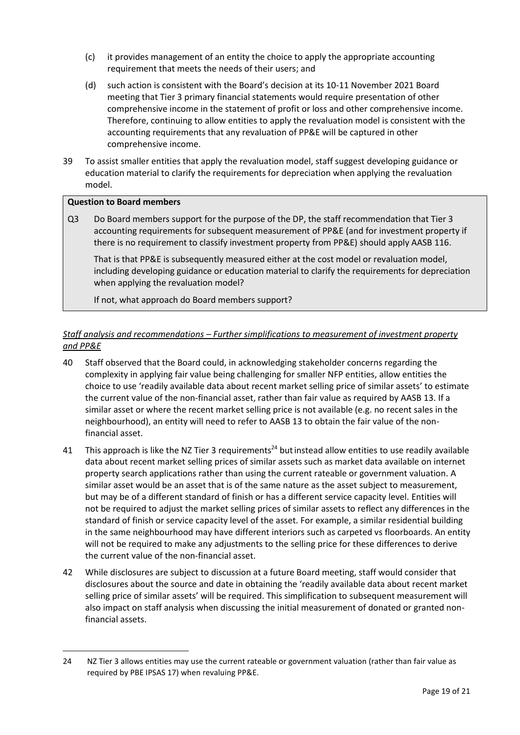(c) it provides management of an entity the choice to apply the appropriate accounting requirement that meets the needs of their users; and

(d) such action is consistent with the Board's decision at its 10-11 November 2021 Board meeting that Tier 3 primary financial statements would require presentation of other comprehensive income in the statement of profit or loss and other comprehensive income. Therefore, continuing to allow entities to apply the revaluation model is consistent with the accounting requirements that any revaluation of PP&E will be captured in other comprehensive income.

39 To assist smaller entities that apply the revaluation model, staff suggest developing guidance or education material to clarify the requirements for depreciation when applying the revaluation model.

**Question to Board members**

Q3 Do Board members support for the purpose of the DP, the staff recommendation that Tier 3 accounting requirements for subsequent measurement of PP&E (and for investment property if there is no requirement to classify investment property from PP&E) should apply AASB 116.

That is that PP&E is subsequently measured either at the cost model or revaluation model, including developing guidance or education material to clarify the requirements for depreciation when applying the revaluation model?

If not, what approach do Board members support?

***Staff analysis and recommendations – Further simplifications to measurement of investment property and PP&E***

40 Staff observed that the Board could, in acknowledging stakeholder concerns regarding the complexity in applying fair value being challenging for smaller NFP entities, allow entities the choice to use 'readily available data about recent market selling price of similar assets' to estimate the current value of the non-financial asset, rather than fair value as required by AASB 13. If a similar asset or where the recent market selling price is not available (e.g. no recent sales in the neighbourhood), an entity will need to refer to AASB 13 to obtain the fair value of the non-financial asset.

41 This approach is like the NZ Tier 3 requirements[24] but instead allow entities to use readily available data about recent market selling prices of similar assets such as market data available on internet property search applications rather than using the current rateable or government valuation. A similar asset would be an asset that is of the same nature as the asset subject to measurement, but may be of a different standard of finish or has a different service capacity level. Entities will not be required to adjust the market selling prices of similar assets to reflect any differences in the standard of finish or service capacity level of the asset. For example, a similar residential building in the same neighbourhood may have different interiors such as carpeted vs floorboards. An entity will not be required to make any adjustments to the selling price for these differences to derive the current value of the non-financial asset.

42 While disclosures are subject to discussion at a future Board meeting, staff would consider that disclosures about the source and date in obtaining the 'readily available data about recent market selling price of similar assets' will be required. This simplification to subsequent measurement will also impact on staff analysis when discussing the initial measurement of donated or granted non-financial assets.

---

24 NZ Tier 3 allows entities may use the current rateable or government valuation (rather than fair value as required by PBE IPSAS 17) when revaluing PP&E.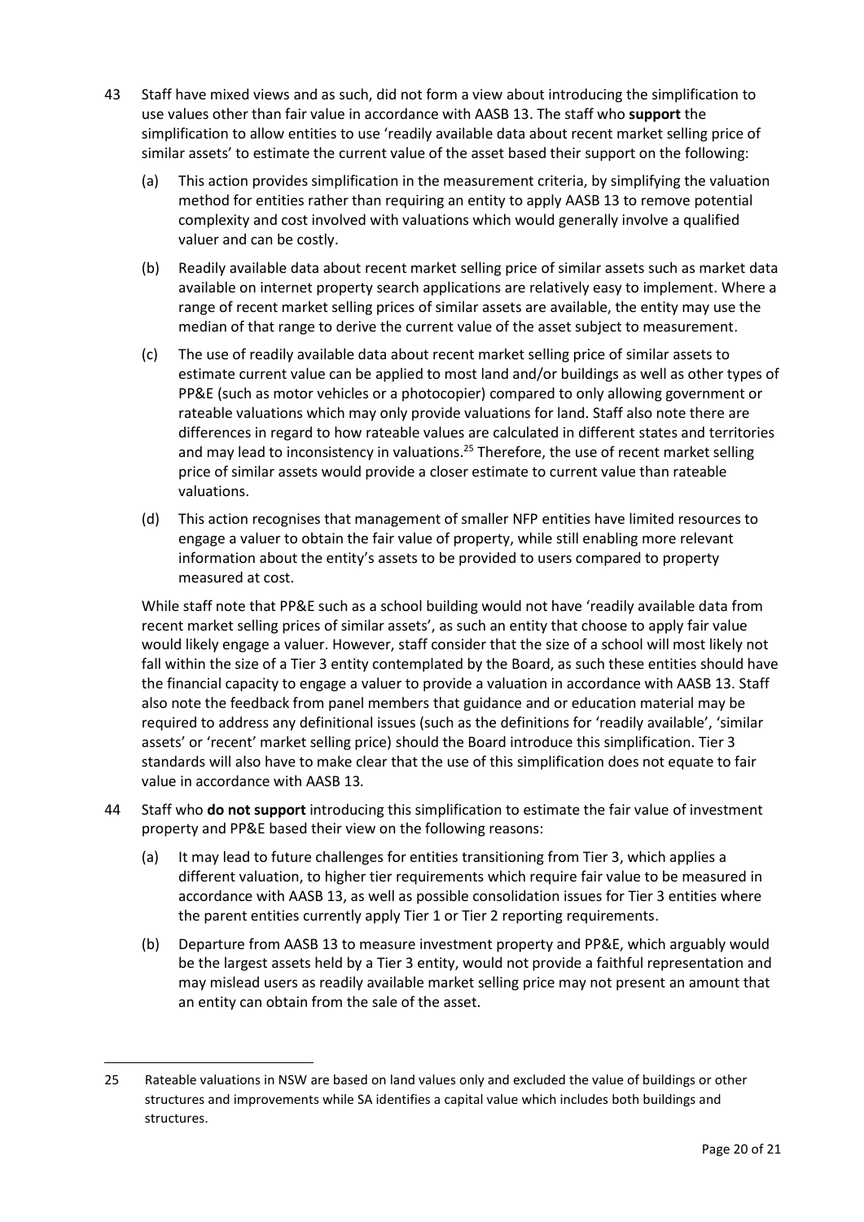43 Staff have mixed views and as such, did not form a view about introducing the simplification to use values other than fair value in accordance with AASB 13. The staff who **support** the simplification to allow entities to use 'readily available data about recent market selling price of similar assets' to estimate the current value of the asset based their support on the following:

   (a) This action provides simplification in the measurement criteria, by simplifying the valuation method for entities rather than requiring an entity to apply AASB 13 to remove potential complexity and cost involved with valuations which would generally involve a qualified valuer and can be costly.

   (b) Readily available data about recent market selling price of similar assets such as market data available on internet property search applications are relatively easy to implement. Where a range of recent market selling prices of similar assets are available, the entity may use the median of that range to derive the current value of the asset subject to measurement.

   (c) The use of readily available data about recent market selling price of similar assets to estimate current value can be applied to most land and/or buildings as well as other types of PP&E (such as motor vehicles or a photocopier) compared to only allowing government or rateable valuations which may only provide valuations for land. Staff also note there are differences in regard to how rateable values are calculated in different states and territories and may lead to inconsistency in valuations.[25] Therefore, the use of recent market selling price of similar assets would provide a closer estimate to current value than rateable valuations.

   (d) This action recognises that management of smaller NFP entities have limited resources to engage a valuer to obtain the fair value of property, while still enabling more relevant information about the entity's assets to be provided to users compared to property measured at cost.

   While staff note that PP&E such as a school building would not have 'readily available data from recent market selling prices of similar assets', as such an entity that choose to apply fair value would likely engage a valuer. However, staff consider that the size of a school will most likely not fall within the size of a Tier 3 entity contemplated by the Board, as such these entities should have the financial capacity to engage a valuer to provide a valuation in accordance with AASB 13. Staff also note the feedback from panel members that guidance and or education material may be required to address any definitional issues (such as the definitions for 'readily available', 'similar assets' or 'recent' market selling price) should the Board introduce this simplification. Tier 3 standards will also have to make clear that the use of this simplification does not equate to fair value in accordance with AASB 13.

44 Staff who **do not support** introducing this simplification to estimate the fair value of investment property and PP&E based their view on the following reasons:

   (a) It may lead to future challenges for entities transitioning from Tier 3, which applies a different valuation, to higher tier requirements which require fair value to be measured in accordance with AASB 13, as well as possible consolidation issues for Tier 3 entities where the parent entities currently apply Tier 1 or Tier 2 reporting requirements.

   (b) Departure from AASB 13 to measure investment property and PP&E, which arguably would be the largest assets held by a Tier 3 entity, would not provide a faithful representation and may mislead users as readily available market selling price may not present an amount that an entity can obtain from the sale of the asset.

---

25 Rateable valuations in NSW are based on land values only and excluded the value of buildings or other structures and improvements while SA identifies a capital value which includes both buildings and structures.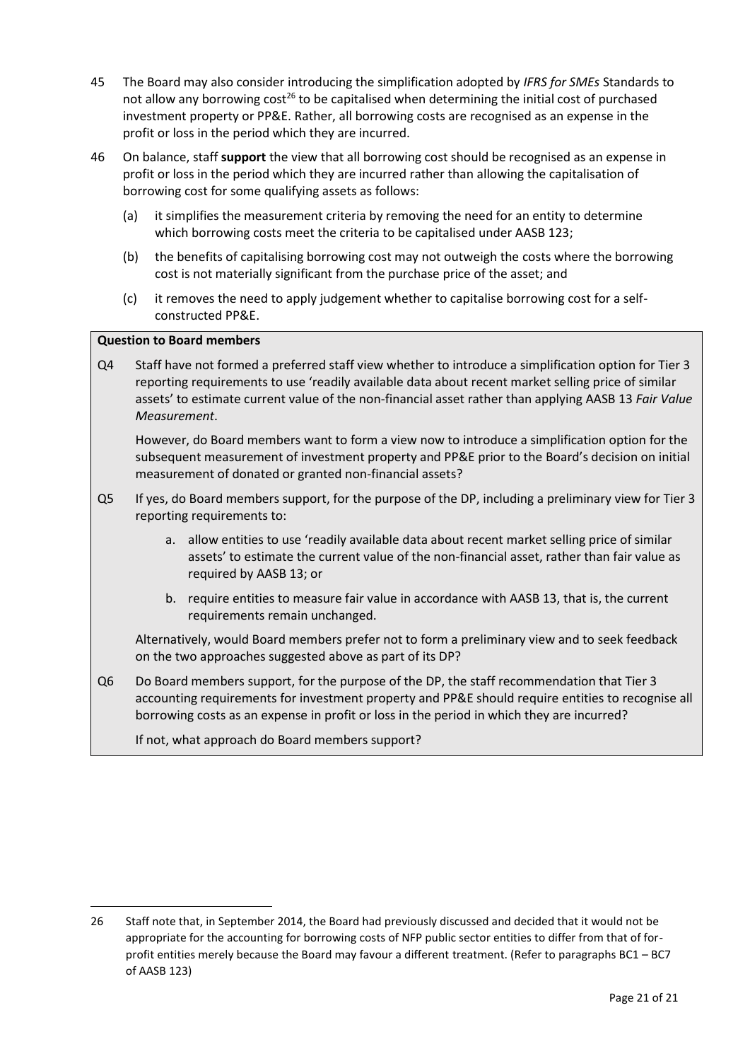45 The Board may also consider introducing the simplification adopted by *IFRS for SMEs* Standards to not allow any borrowing cost[26] to be capitalised when determining the initial cost of purchased investment property or PP&E. Rather, all borrowing costs are recognised as an expense in the profit or loss in the period which they are incurred.

46 On balance, staff **support** the view that all borrowing cost should be recognised as an expense in profit or loss in the period which they are incurred rather than allowing the capitalisation of borrowing cost for some qualifying assets as follows:

(a) it simplifies the measurement criteria by removing the need for an entity to determine which borrowing costs meet the criteria to be capitalised under AASB 123;

(b) the benefits of capitalising borrowing cost may not outweigh the costs where the borrowing cost is not materially significant from the purchase price of the asset; and

(c) it removes the need to apply judgement whether to capitalise borrowing cost for a self-constructed PP&E.

**Question to Board members**

Q4 Staff have not formed a preferred staff view whether to introduce a simplification option for Tier 3 reporting requirements to use 'readily available data about recent market selling price of similar assets' to estimate current value of the non-financial asset rather than applying AASB 13 *Fair Value Measurement*.

However, do Board members want to form a view now to introduce a simplification option for the subsequent measurement of investment property and PP&E prior to the Board's decision on initial measurement of donated or granted non-financial assets?

Q5 If yes, do Board members support, for the purpose of the DP, including a preliminary view for Tier 3 reporting requirements to:

a. allow entities to use 'readily available data about recent market selling price of similar assets' to estimate the current value of the non-financial asset, rather than fair value as required by AASB 13; or

b. require entities to measure fair value in accordance with AASB 13, that is, the current requirements remain unchanged.

Alternatively, would Board members prefer not to form a preliminary view and to seek feedback on the two approaches suggested above as part of its DP?

Q6 Do Board members support, for the purpose of the DP, the staff recommendation that Tier 3 accounting requirements for investment property and PP&E should require entities to recognise all borrowing costs as an expense in profit or loss in the period in which they are incurred?

If not, what approach do Board members support?

---

26 Staff note that, in September 2014, the Board had previously discussed and decided that it would not be appropriate for the accounting for borrowing costs of NFP public sector entities to differ from that of for-profit entities merely because the Board may favour a different treatment. (Refer to paragraphs BC1 – BC7 of AASB 123)